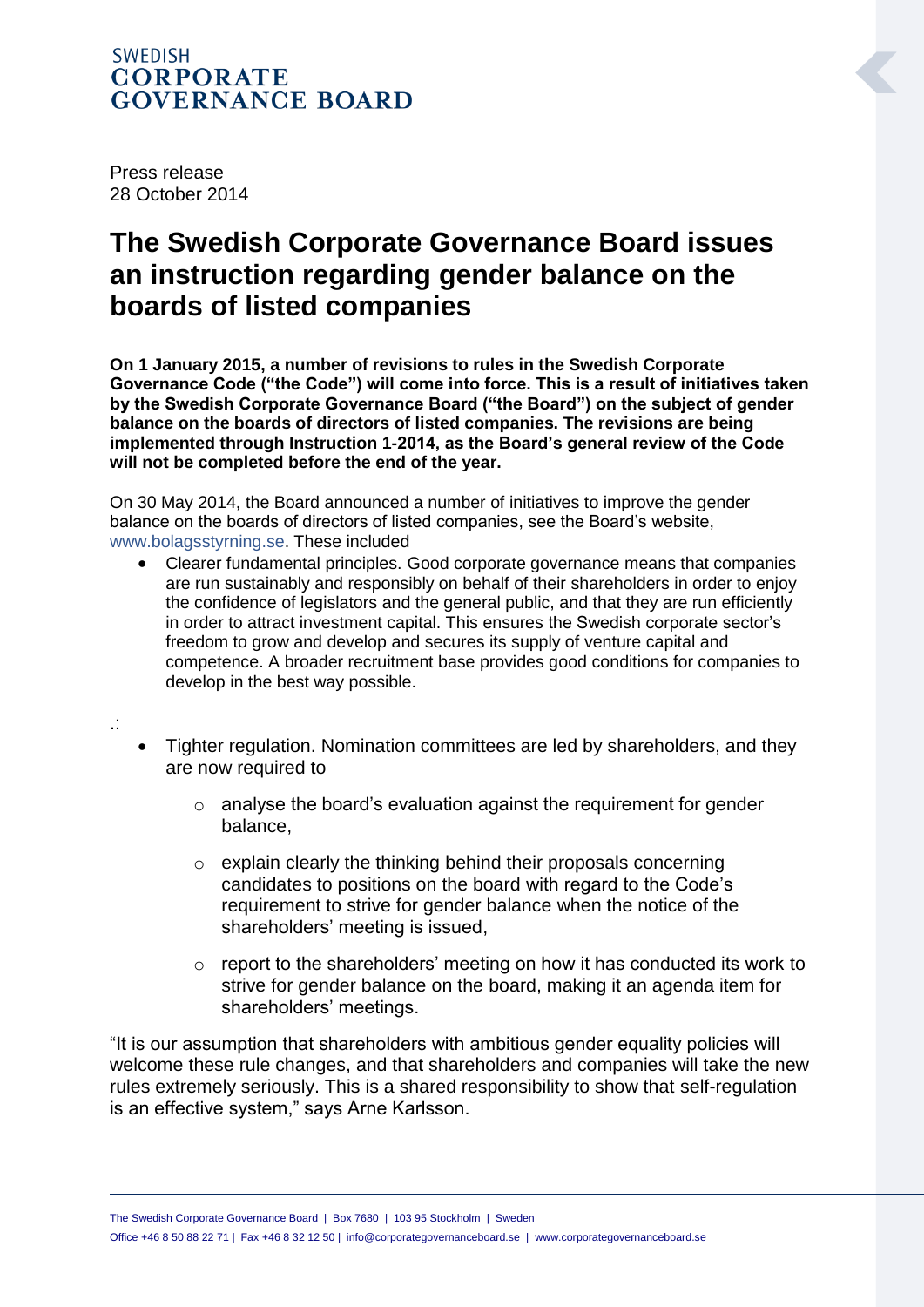SWEDISH
**CORPORATE GOVERNANCE BOARD**

Press release
28 October 2014

# The Swedish Corporate Governance Board issues an instruction regarding gender balance on the boards of listed companies

**On 1 January 2015, a number of revisions to rules in the Swedish Corporate Governance Code ("the Code") will come into force. This is a result of initiatives taken by the Swedish Corporate Governance Board ("the Board") on the subject of gender balance on the boards of directors of listed companies. The revisions are being implemented through Instruction 1-2014, as the Board's general review of the Code will not be completed before the end of the year.**

On 30 May 2014, the Board announced a number of initiatives to improve the gender balance on the boards of directors of listed companies, see the Board's website, www.bolagsstyrning.se. These included

- Clearer fundamental principles. Good corporate governance means that companies are run sustainably and responsibly on behalf of their shareholders in order to enjoy the confidence of legislators and the general public, and that they are run efficiently in order to attract investment capital. This ensures the Swedish corporate sector's freedom to grow and develop and secures its supply of venture capital and competence. A broader recruitment base provides good conditions for companies to develop in the best way possible.

.:

- Tighter regulation. Nomination committees are led by shareholders, and they are now required to
  - analyse the board's evaluation against the requirement for gender balance,
  - explain clearly the thinking behind their proposals concerning candidates to positions on the board with regard to the Code's requirement to strive for gender balance when the notice of the shareholders' meeting is issued,
  - report to the shareholders' meeting on how it has conducted its work to strive for gender balance on the board, making it an agenda item for shareholders' meetings.

"It is our assumption that shareholders with ambitious gender equality policies will welcome these rule changes, and that shareholders and companies will take the new rules extremely seriously. This is a shared responsibility to show that self-regulation is an effective system," says Arne Karlsson.

The Swedish Corporate Governance Board | Box 7680 | 103 95 Stockholm | Sweden
Office +46 8 50 88 22 71 | Fax +46 8 32 12 50 | info@corporategovernanceboard.se | www.corporategovernanceboard.se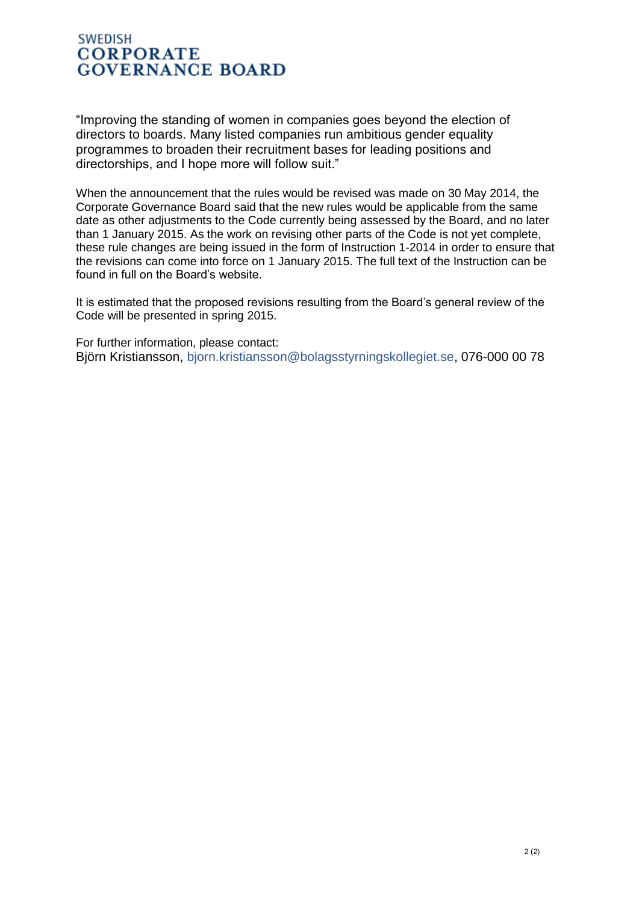"Improving the standing of women in companies goes beyond the election of directors to boards. Many listed companies run ambitious gender equality programmes to broaden their recruitment bases for leading positions and directorships, and I hope more will follow suit."

When the announcement that the rules would be revised was made on 30 May 2014, the Corporate Governance Board said that the new rules would be applicable from the same date as other adjustments to the Code currently being assessed by the Board, and no later than 1 January 2015. As the work on revising other parts of the Code is not yet complete, these rule changes are being issued in the form of Instruction 1-2014 in order to ensure that the revisions can come into force on 1 January 2015. The full text of the Instruction can be found in full on the Board's website.

It is estimated that the proposed revisions resulting from the Board's general review of the Code will be presented in spring 2015.

For further information, please contact:
Björn Kristiansson, bjorn.kristiansson@bolagsstyrningskollegiet.se, 076-000 00 78